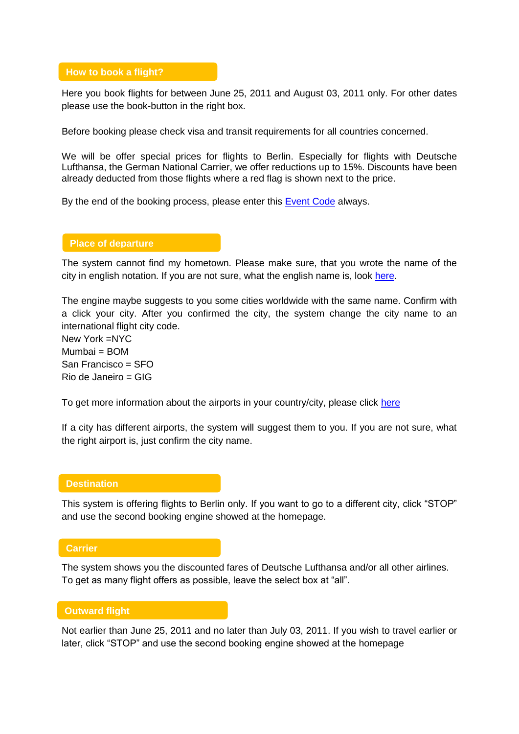## How to book a flight?

Here you book flights for between June 25, 2011 and August 03, 2011 only. For other dates please use the book-button in the right box.

Before booking please check visa and transit requirements for all countries concerned.

We will be offer special prices for flights to Berlin. Especially for flights with Deutsche Lufthansa, the German National Carrier, we offer reductions up to 15%. Discounts have been already deducted from those flights where a red flag is shown next to the price.

By the end of the booking process, please enter this Event Code always.

## Place of departure

The system cannot find my hometown. Please make sure, that you wrote the name of the city in english notation. If you are not sure, what the english name is, look here.

The engine maybe suggests to you some cities worldwide with the same name. Confirm with a click your city. After you confirmed the city, the system change the city name to an international flight city code.  
New York =NYC  
Mumbai = BOM  
San Francisco = SFO  
Rio de Janeiro = GIG

To get more information about the airports in your country/city, please click here

If a city has different airports, the system will suggest them to you. If you are not sure, what the right airport is, just confirm the city name.

## Destination

This system is offering flights to Berlin only. If you want to go to a different city, click "STOP" and use the second booking engine showed at the homepage.

## Carrier

The system shows you the discounted fares of Deutsche Lufthansa and/or all other airlines. To get as many flight offers as possible, leave the select box at "all".

## Outward flight

Not earlier than June 25, 2011 and no later than July 03, 2011. If you wish to travel earlier or later, click "STOP" and use the second booking engine showed at the homepage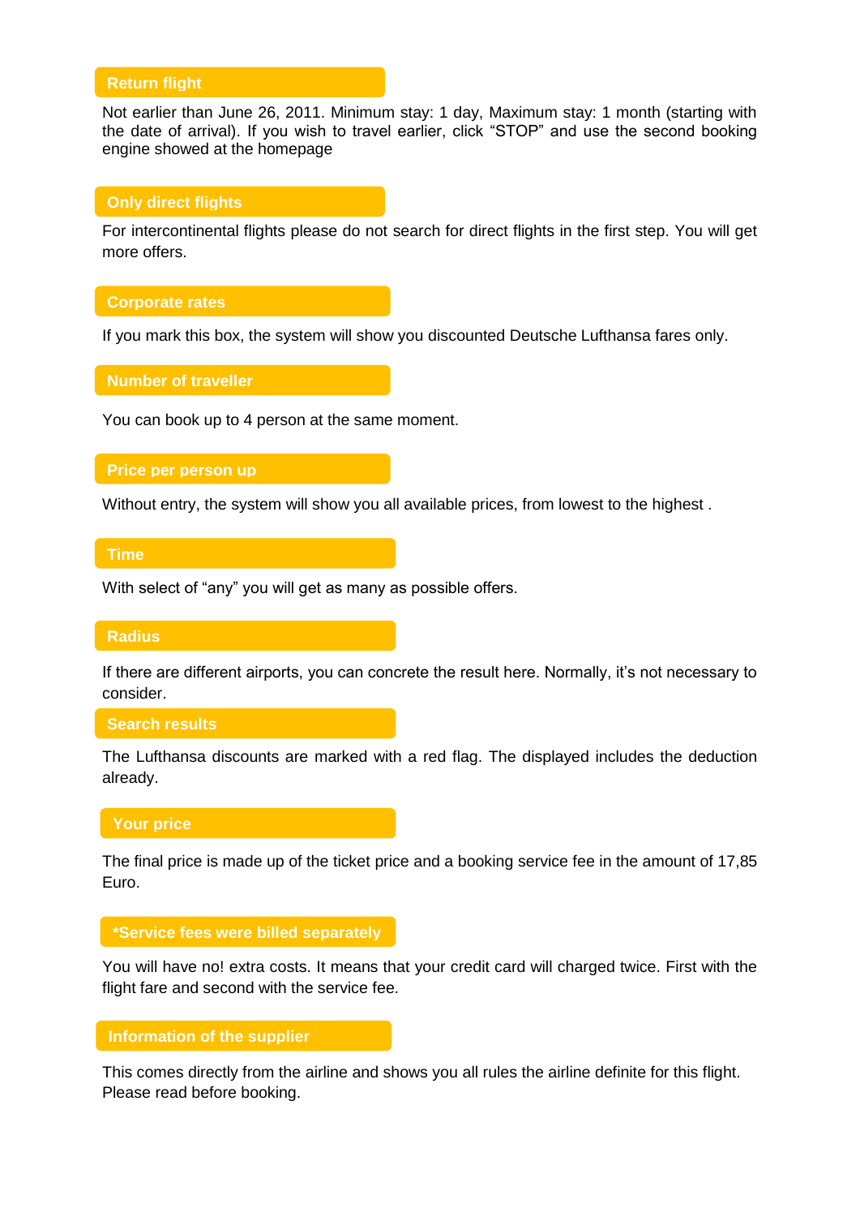## Return flight

Not earlier than June 26, 2011. Minimum stay: 1 day, Maximum stay: 1 month (starting with the date of arrival). If you wish to travel earlier, click “STOP” and use the second booking engine showed at the homepage

## Only direct flights

For intercontinental flights please do not search for direct flights in the first step. You will get more offers.

## Corporate rates

If you mark this box, the system will show you discounted Deutsche Lufthansa fares only.

## Number of traveller

You can book up to 4 person at the same moment.

## Price per person up

Without entry, the system will show you all available prices, from lowest to the highest .

## Time

With select of “any” you will get as many as possible offers.

## Radius

If there are different airports, you can concrete the result here. Normally, it’s not necessary to consider.

## Search results

The Lufthansa discounts are marked with a red flag. The displayed includes the deduction already.

## Your price

The final price is made up of the ticket price and a booking service fee in the amount of 17,85 Euro.

## *Service fees were billed separately

You will have no! extra costs. It means that your credit card will charged twice. First with the flight fare and second with the service fee.

## Information of the supplier

This comes directly from the airline and shows you all rules the airline definite for this flight. Please read before booking.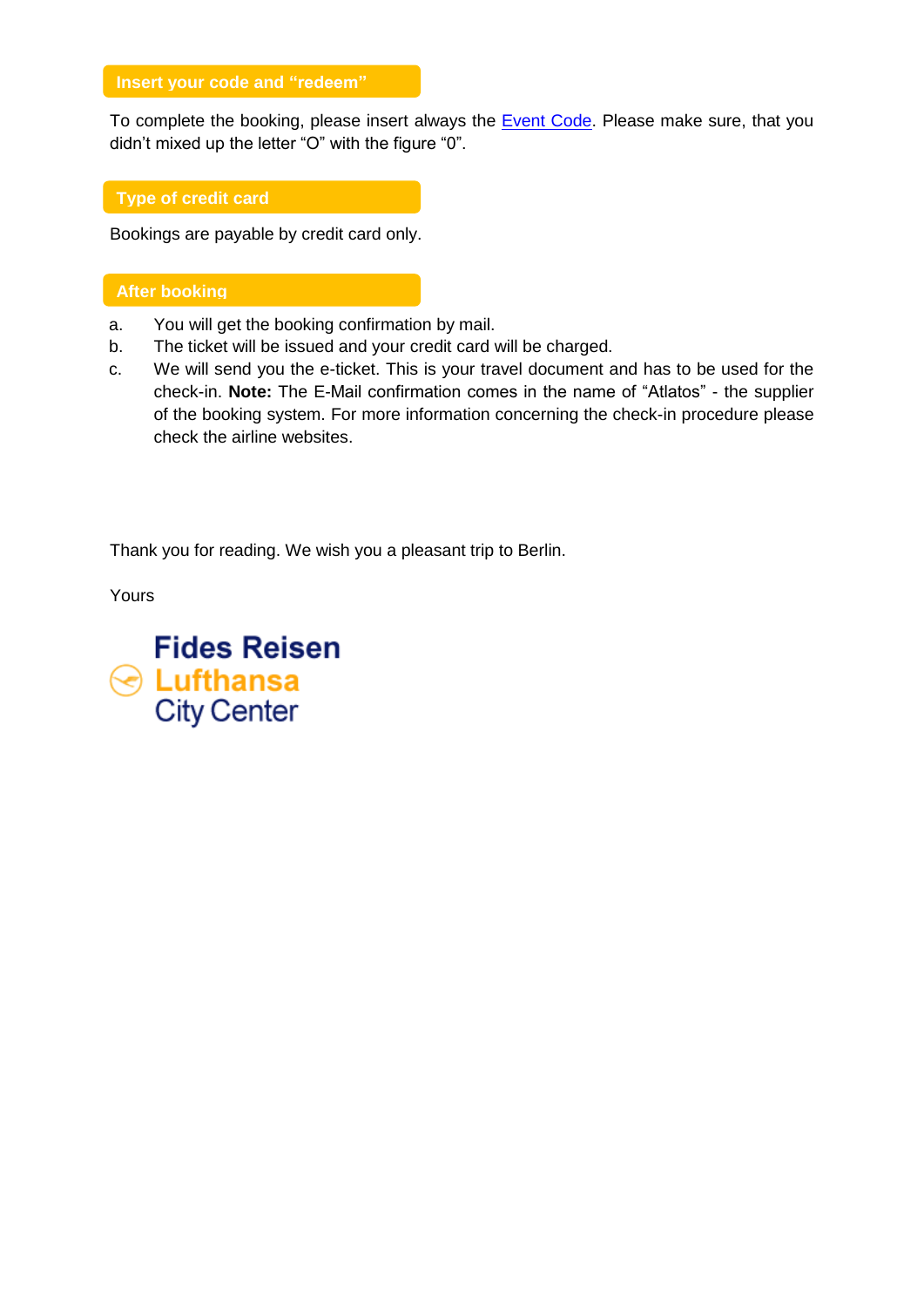## Insert your code and "redeem"

To complete the booking, please insert always the Event Code. Please make sure, that you didn't mixed up the letter "O" with the figure "0".

## Type of credit card

Bookings are payable by credit card only.

## After booking

a. You will get the booking confirmation by mail.
b. The ticket will be issued and your credit card will be charged.
c. We will send you the e-ticket. This is your travel document and has to be used for the check-in. **Note:** The E-Mail confirmation comes in the name of "Atlatos" - the supplier of the booking system. For more information concerning the check-in procedure please check the airline websites.

Thank you for reading. We wish you a pleasant trip to Berlin.

Yours

**Fides Reisen**
**Lufthansa**
City Center